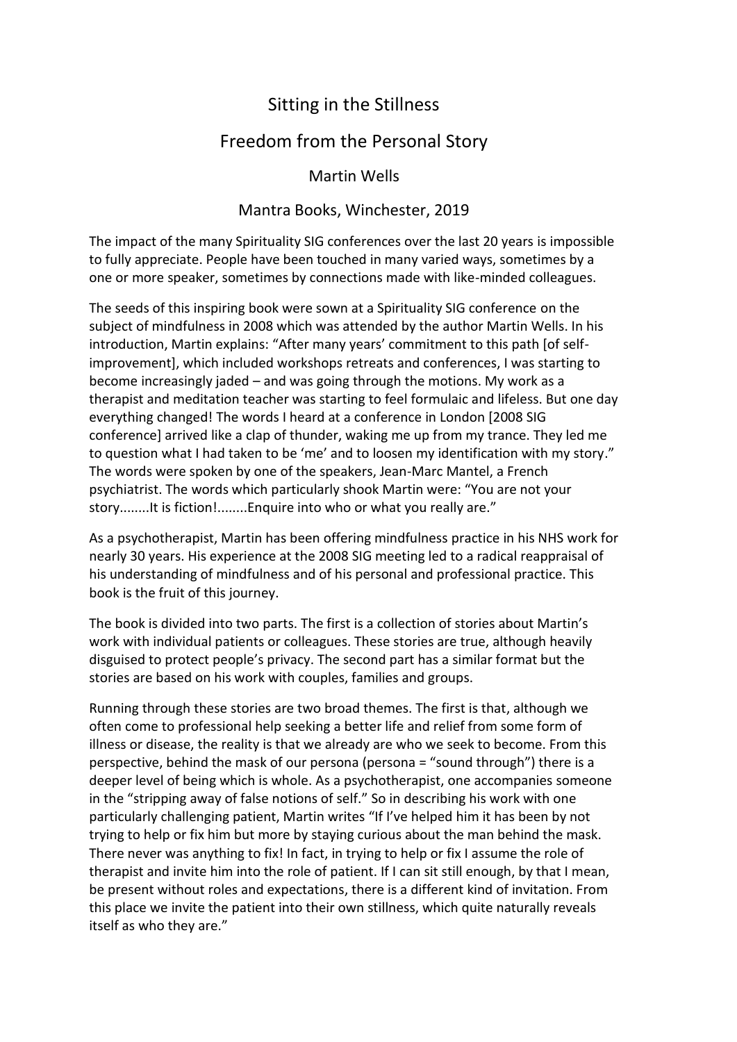# Sitting in the Stillness

## Freedom from the Personal Story

### Martin Wells

### Mantra Books, Winchester, 2019

The impact of the many Spirituality SIG conferences over the last 20 years is impossible to fully appreciate. People have been touched in many varied ways, sometimes by a one or more speaker, sometimes by connections made with like-minded colleagues.

The seeds of this inspiring book were sown at a Spirituality SIG conference on the subject of mindfulness in 2008 which was attended by the author Martin Wells. In his introduction, Martin explains: "After many years' commitment to this path [of self-improvement], which included workshops retreats and conferences, I was starting to become increasingly jaded – and was going through the motions. My work as a therapist and meditation teacher was starting to feel formulaic and lifeless. But one day everything changed! The words I heard at a conference in London [2008 SIG conference] arrived like a clap of thunder, waking me up from my trance. They led me to question what I had taken to be 'me' and to loosen my identification with my story." The words were spoken by one of the speakers, Jean-Marc Mantel, a French psychiatrist. The words which particularly shook Martin were: "You are not your story........It is fiction!........Enquire into who or what you really are."

As a psychotherapist, Martin has been offering mindfulness practice in his NHS work for nearly 30 years. His experience at the 2008 SIG meeting led to a radical reappraisal of his understanding of mindfulness and of his personal and professional practice. This book is the fruit of this journey.

The book is divided into two parts. The first is a collection of stories about Martin's work with individual patients or colleagues. These stories are true, although heavily disguised to protect people's privacy. The second part has a similar format but the stories are based on his work with couples, families and groups.

Running through these stories are two broad themes. The first is that, although we often come to professional help seeking a better life and relief from some form of illness or disease, the reality is that we already are who we seek to become. From this perspective, behind the mask of our persona (persona = "sound through") there is a deeper level of being which is whole. As a psychotherapist, one accompanies someone in the "stripping away of false notions of self." So in describing his work with one particularly challenging patient, Martin writes "If I've helped him it has been by not trying to help or fix him but more by staying curious about the man behind the mask. There never was anything to fix! In fact, in trying to help or fix I assume the role of therapist and invite him into the role of patient. If I can sit still enough, by that I mean, be present without roles and expectations, there is a different kind of invitation. From this place we invite the patient into their own stillness, which quite naturally reveals itself as who they are."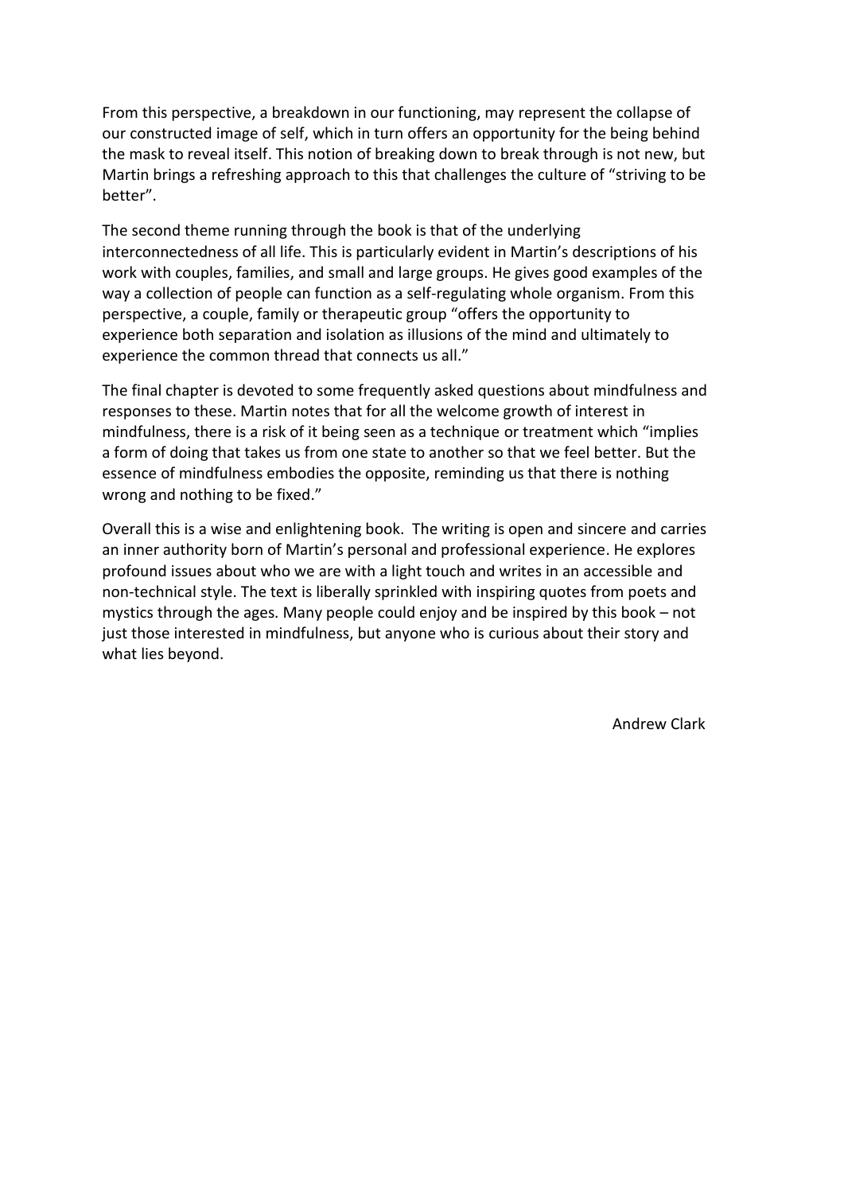From this perspective, a breakdown in our functioning, may represent the collapse of our constructed image of self, which in turn offers an opportunity for the being behind the mask to reveal itself. This notion of breaking down to break through is not new, but Martin brings a refreshing approach to this that challenges the culture of "striving to be better".

The second theme running through the book is that of the underlying interconnectedness of all life. This is particularly evident in Martin's descriptions of his work with couples, families, and small and large groups. He gives good examples of the way a collection of people can function as a self-regulating whole organism. From this perspective, a couple, family or therapeutic group "offers the opportunity to experience both separation and isolation as illusions of the mind and ultimately to experience the common thread that connects us all."

The final chapter is devoted to some frequently asked questions about mindfulness and responses to these. Martin notes that for all the welcome growth of interest in mindfulness, there is a risk of it being seen as a technique or treatment which "implies a form of doing that takes us from one state to another so that we feel better. But the essence of mindfulness embodies the opposite, reminding us that there is nothing wrong and nothing to be fixed."

Overall this is a wise and enlightening book. The writing is open and sincere and carries an inner authority born of Martin's personal and professional experience. He explores profound issues about who we are with a light touch and writes in an accessible and non-technical style. The text is liberally sprinkled with inspiring quotes from poets and mystics through the ages. Many people could enjoy and be inspired by this book – not just those interested in mindfulness, but anyone who is curious about their story and what lies beyond.

Andrew Clark